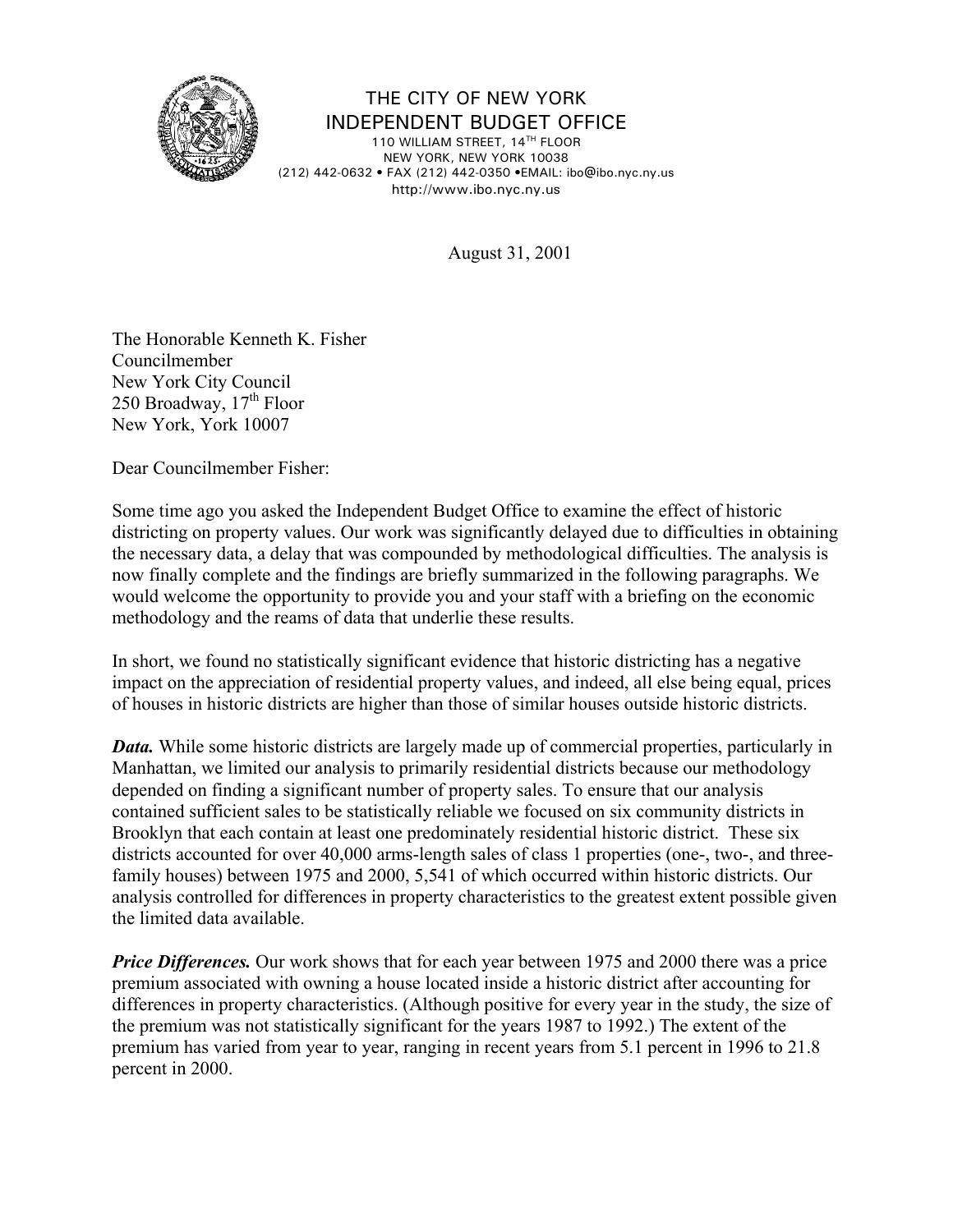THE CITY OF NEW YORK
INDEPENDENT BUDGET OFFICE
110 WILLIAM STREET, 14TH FLOOR
NEW YORK, NEW YORK 10038
(212) 442-0632 • FAX (212) 442-0350 •EMAIL: ibo@ibo.nyc.ny.us
http://www.ibo.nyc.ny.us

August 31, 2001

The Honorable Kenneth K. Fisher
Councilmember
New York City Council
250 Broadway, 17th Floor
New York, York 10007

Dear Councilmember Fisher:

Some time ago you asked the Independent Budget Office to examine the effect of historic districting on property values. Our work was significantly delayed due to difficulties in obtaining the necessary data, a delay that was compounded by methodological difficulties. The analysis is now finally complete and the findings are briefly summarized in the following paragraphs. We would welcome the opportunity to provide you and your staff with a briefing on the economic methodology and the reams of data that underlie these results.

In short, we found no statistically significant evidence that historic districting has a negative impact on the appreciation of residential property values, and indeed, all else being equal, prices of houses in historic districts are higher than those of similar houses outside historic districts.

***Data.*** While some historic districts are largely made up of commercial properties, particularly in Manhattan, we limited our analysis to primarily residential districts because our methodology depended on finding a significant number of property sales. To ensure that our analysis contained sufficient sales to be statistically reliable we focused on six community districts in Brooklyn that each contain at least one predominately residential historic district. These six districts accounted for over 40,000 arms-length sales of class 1 properties (one-, two-, and three-family houses) between 1975 and 2000, 5,541 of which occurred within historic districts. Our analysis controlled for differences in property characteristics to the greatest extent possible given the limited data available.

***Price Differences.*** Our work shows that for each year between 1975 and 2000 there was a price premium associated with owning a house located inside a historic district after accounting for differences in property characteristics. (Although positive for every year in the study, the size of the premium was not statistically significant for the years 1987 to 1992.) The extent of the premium has varied from year to year, ranging in recent years from 5.1 percent in 1996 to 21.8 percent in 2000.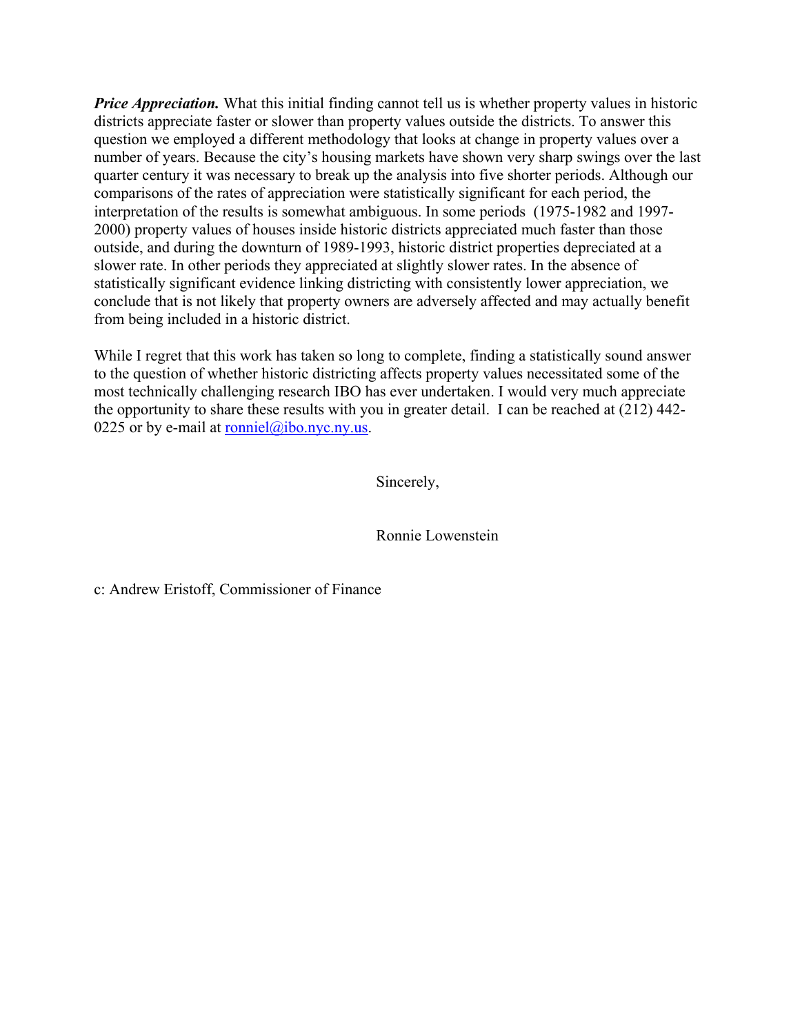***Price Appreciation.*** What this initial finding cannot tell us is whether property values in historic districts appreciate faster or slower than property values outside the districts. To answer this question we employed a different methodology that looks at change in property values over a number of years. Because the city's housing markets have shown very sharp swings over the last quarter century it was necessary to break up the analysis into five shorter periods. Although our comparisons of the rates of appreciation were statistically significant for each period, the interpretation of the results is somewhat ambiguous. In some periods (1975-1982 and 1997-2000) property values of houses inside historic districts appreciated much faster than those outside, and during the downturn of 1989-1993, historic district properties depreciated at a slower rate. In other periods they appreciated at slightly slower rates. In the absence of statistically significant evidence linking districting with consistently lower appreciation, we conclude that is not likely that property owners are adversely affected and may actually benefit from being included in a historic district.

While I regret that this work has taken so long to complete, finding a statistically sound answer to the question of whether historic districting affects property values necessitated some of the most technically challenging research IBO has ever undertaken. I would very much appreciate the opportunity to share these results with you in greater detail. I can be reached at (212) 442-0225 or by e-mail at [ronniel@ibo.nyc.ny.us](mailto:ronniel@ibo.nyc.ny.us).

Sincerely,

Ronnie Lowenstein

c: Andrew Eristoff, Commissioner of Finance